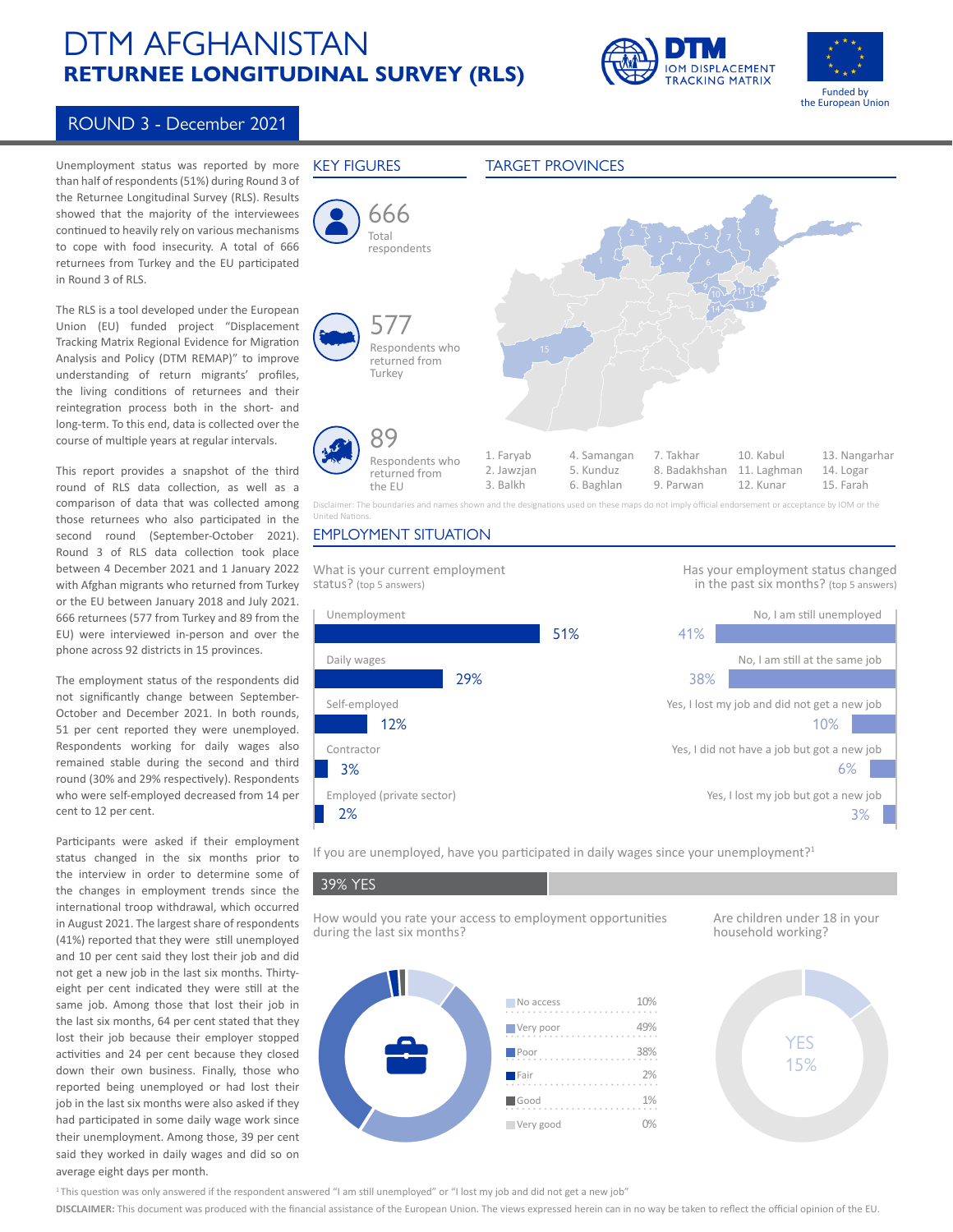# DTM AFGHANISTAN
## RETURNEE LONGITUDINAL SURVEY (RLS)

DTM IOM DISPLACEMENT TRACKING MATRIX

Funded by the European Union

## ROUND 3 - December 2021

Unemployment status was reported by more than half of respondents (51%) during Round 3 of the Returnee Longitudinal Survey (RLS). Results showed that the majority of the interviewees continued to heavily rely on various mechanisms to cope with food insecurity. A total of 666 returnees from Turkey and the EU participated in Round 3 of RLS.

The RLS is a tool developed under the European Union (EU) funded project "Displacement Tracking Matrix Regional Evidence for Migration Analysis and Policy (DTM REMAP)" to improve understanding of return migrants' profiles, the living conditions of returnees and their reintegration process both in the short- and long-term. To this end, data is collected over the course of multiple years at regular intervals.

This report provides a snapshot of the third round of RLS data collection, as well as a comparison of data that was collected among those returnees who also participated in the second round (September-October 2021). Round 3 of RLS data collection took place between 4 December 2021 and 1 January 2022 with Afghan migrants who returned from Turkey or the EU between January 2018 and July 2021. 666 returnees (577 from Turkey and 89 from the EU) were interviewed in-person and over the phone across 92 districts in 15 provinces.

The employment status of the respondents did not significantly change between September-October and December 2021. In both rounds, 51 per cent reported they were unemployed. Respondents working for daily wages also remained stable during the second and third round (30% and 29% respectively). Respondents who were self-employed decreased from 14 per cent to 12 per cent.

Participants were asked if their employment status changed in the six months prior to the interview in order to determine some of the changes in employment trends since the international troop withdrawal, which occurred in August 2021. The largest share of respondents (41%) reported that they were still unemployed and 10 per cent said they lost their job and did not get a new job in the last six months. Thirty-eight per cent indicated they were still at the same job. Among those that lost their job in the last six months, 64 per cent stated that they lost their job because their employer stopped activities and 24 per cent because they closed down their own business. Finally, those who reported being unemployed or had lost their job in the last six months were also asked if they had participated in some daily wage work since their unemployment. Among those, 39 per cent said they worked in daily wages and did so on average eight days per month.

### KEY FIGURES

- **666** Total respondents
- **577** Respondents who returned from Turkey
- **89** Respondents who returned from the EU

### TARGET PROVINCES

| | | | | |
|---|---|---|---|---|
| 1. Faryab | 4. Samangan | 7. Takhar | 10. Kabul | 13. Nangarhar |
| 2. Jawzjan | 5. Kunduz | 8. Badakhshan | 11. Laghman | 14. Logar |
| 3. Balkh | 6. Baghlan | 9. Parwan | 12. Kunar | 15. Farah |

Disclaimer: The boundaries and names shown and the designations used on these maps do not imply official endorsement or acceptance by IOM or the United Nations.

### EMPLOYMENT SITUATION

**What is your current employment status?** (top 5 answers)

| Status | % |
|---|---|
| Unemployment | 51% |
| Daily wages | 29% |
| Self-employed | 12% |
| Contractor | 3% |
| Employed (private sector) | 2% |

**Has your employment status changed in the past six months?** (top 5 answers)

| Answer | % |
|---|---|
| No, I am still unemployed | 41% |
| No, I am still at the same job | 38% |
| Yes, I lost my job and did not get a new job | 10% |
| Yes, I did not have a job but got a new job | 6% |
| Yes, I lost my job but got a new job | 3% |

**If you are unemployed, have you participated in daily wages since your unemployment?**[1]

39% YES

**How would you rate your access to employment opportunities during the last six months?**

| Rating | % |
|---|---|
| No access | 10% |
| Very poor | 49% |
| Poor | 38% |
| Fair | 2% |
| Good | 1% |
| Very good | 0% |

**Are children under 18 in your household working?**

YES 15%

[1] This question was only answered if the respondent answered "I am still unemployed" or "I lost my job and did not get a new job"

**DISCLAIMER:** This document was produced with the financial assistance of the European Union. The views expressed herein can in no way be taken to reflect the official opinion of the EU.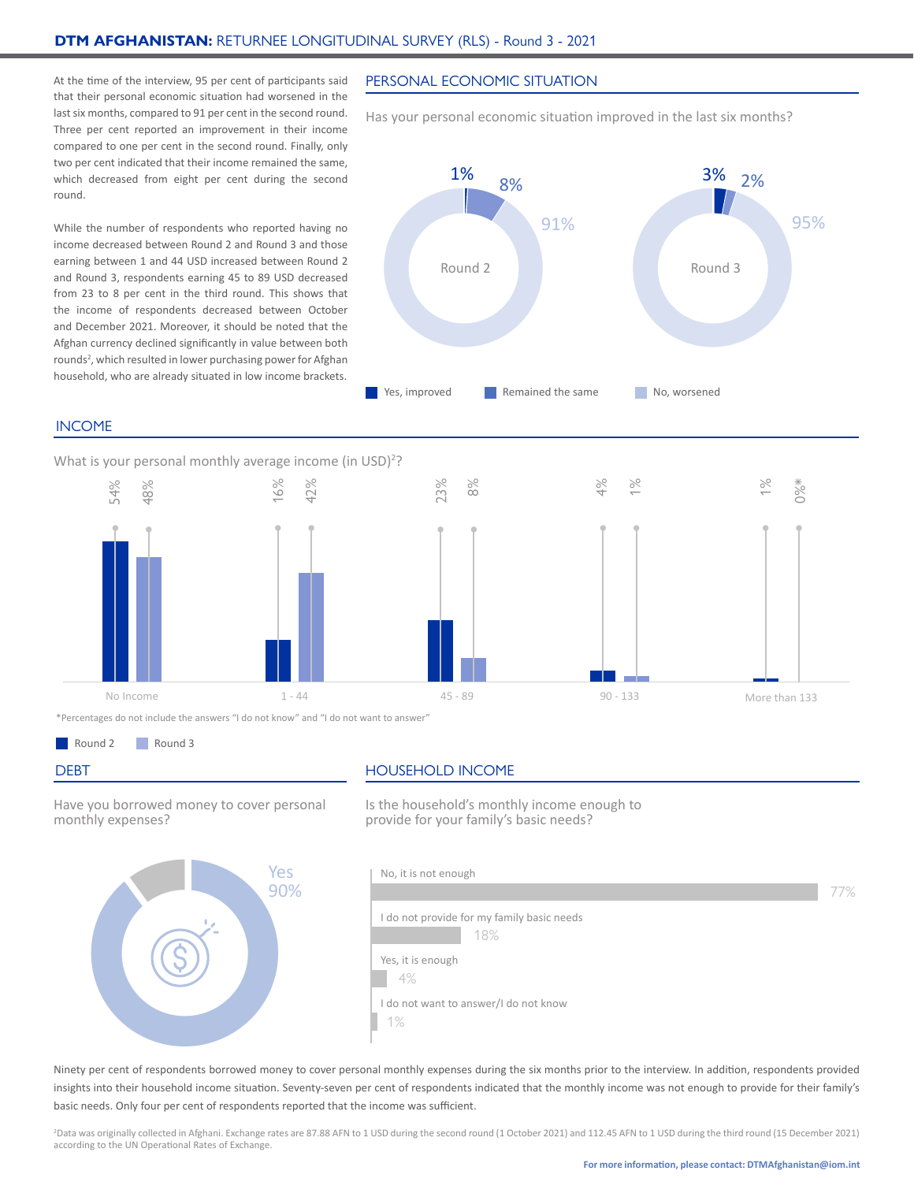At the time of the interview, 95 per cent of participants said that their personal economic situation had worsened in the last six months, compared to 91 per cent in the second round. Three per cent reported an improvement in their income compared to one per cent in the second round. Finally, only two per cent indicated that their income remained the same, which decreased from eight per cent during the second round.

While the number of respondents who reported having no income decreased between Round 2 and Round 3 and those earning between 1 and 44 USD increased between Round 2 and Round 3, respondents earning 45 to 89 USD decreased from 23 to 8 per cent in the third round. This shows that the income of respondents decreased between October and December 2021. Moreover, it should be noted that the Afghan currency declined significantly in value between both rounds[2], which resulted in lower purchasing power for Afghan household, who are already situated in low income brackets.

## PERSONAL ECONOMIC SITUATION

Has your personal economic situation improved in the last six months?

| | Round 2 | Round 3 |
|---|---|---|
| Yes, improved | 1% | 3% |
| Remained the same | 8% | 2% |
| No, worsened | 91% | 95% |

## INCOME

What is your personal monthly average income (in USD)[2]?

| | Round 2 | Round 3 |
|---|---|---|
| No Income | 54% | 48% |
| 1 - 44 | 16% | 42% |
| 45 - 89 | 23% | 8% |
| 90 - 133 | 4% | 1% |
| More than 133 | 1% | 0%* |

*Percentages do not include the answers "I do not know" and "I do not want to answer"

## DEBT

Have you borrowed money to cover personal monthly expenses?

Yes 90%

## HOUSEHOLD INCOME

Is the household's monthly income enough to provide for your family's basic needs?

| Response | % |
|---|---|
| No, it is not enough | 77% |
| I do not provide for my family basic needs | 18% |
| Yes, it is enough | 4% |
| I do not want to answer/I do not know | 1% |

Ninety per cent of respondents borrowed money to cover personal monthly expenses during the six months prior to the interview. In addition, respondents provided insights into their household income situation. Seventy-seven per cent of respondents indicated that the monthly income was not enough to provide for their family's basic needs. Only four per cent of respondents reported that the income was sufficient.

[2]Data was originally collected in Afghani. Exchange rates are 87.88 AFN to 1 USD during the second round (1 October 2021) and 112.45 AFN to 1 USD during the third round (15 December 2021) according to the UN Operational Rates of Exchange.

For more information, please contact: DTMAfghanistan@iom.int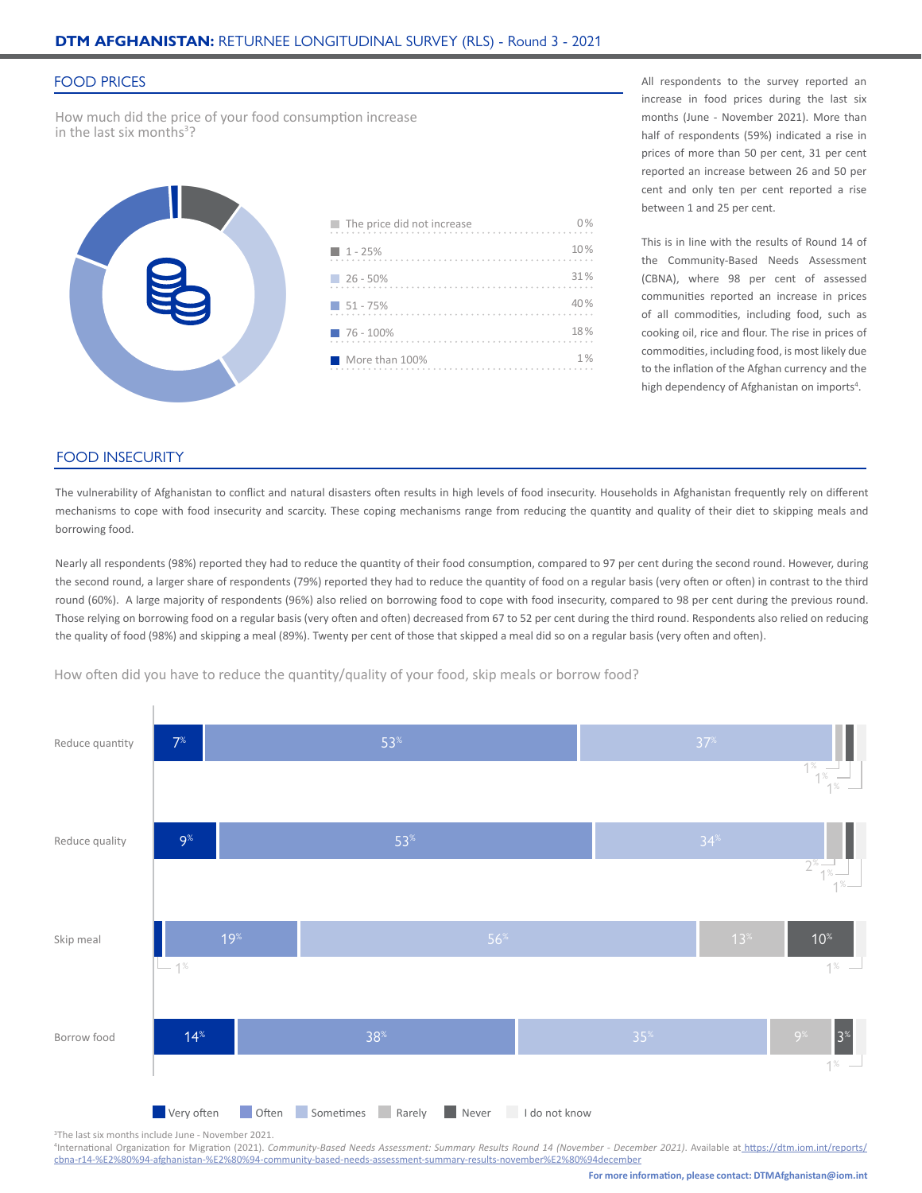## FOOD PRICES

How much did the price of your food consumption increase in the last six months[3]?

| | |
|---|---|
| The price did not increase | 0% |
| 1 - 25% | 10% |
| 26 - 50% | 31% |
| 51 - 75% | 40% |
| 76 - 100% | 18% |
| More than 100% | 1% |

All respondents to the survey reported an increase in food prices during the last six months (June - November 2021). More than half of respondents (59%) indicated a rise in prices of more than 50 per cent, 31 per cent reported an increase between 26 and 50 per cent and only ten per cent reported a rise between 1 and 25 per cent.

This is in line with the results of Round 14 of the Community-Based Needs Assessment (CBNA), where 98 per cent of assessed communities reported an increase in prices of all commodities, including food, such as cooking oil, rice and flour. The rise in prices of commodities, including food, is most likely due to the inflation of the Afghan currency and the high dependency of Afghanistan on imports[4].

## FOOD INSECURITY

The vulnerability of Afghanistan to conflict and natural disasters often results in high levels of food insecurity. Households in Afghanistan frequently rely on different mechanisms to cope with food insecurity and scarcity. These coping mechanisms range from reducing the quantity and quality of their diet to skipping meals and borrowing food.

Nearly all respondents (98%) reported they had to reduce the quantity of their food consumption, compared to 97 per cent during the second round. However, during the second round, a larger share of respondents (79%) reported they had to reduce the quantity of food on a regular basis (very often or often) in contrast to the third round (60%). A large majority of respondents (96%) also relied on borrowing food to cope with food insecurity, compared to 98 per cent during the previous round. Those relying on borrowing food on a regular basis (very often and often) decreased from 67 to 52 per cent during the third round. Respondents also relied on reducing the quality of food (98%) and skipping a meal (89%). Twenty per cent of those that skipped a meal did so on a regular basis (very often and often).

How often did you have to reduce the quantity/quality of your food, skip meals or borrow food?

| | Very often | Often | Sometimes | Rarely | Never | I do not know |
|---|---|---|---|---|---|---|
| Reduce quantity | 7% | 53% | 37% | 1% | 1% | 1% |
| Reduce quality | 9% | 53% | 34% | 2% | 1% | 1% |
| Skip meal | 1% | 19% | 56% | 13% | 10% | 1% |
| Borrow food | 14% | 38% | 35% | 9% | 3% | 1% |

[3]The last six months include June - November 2021.
[4]International Organization for Migration (2021). *Community-Based Needs Assessment: Summary Results Round 14 (November - December 2021)*. Available at https://dtm.iom.int/reports/cbna-r14-%E2%80%94-afghanistan-%E2%80%94-community-based-needs-assessment-summary-results-november%E2%80%94december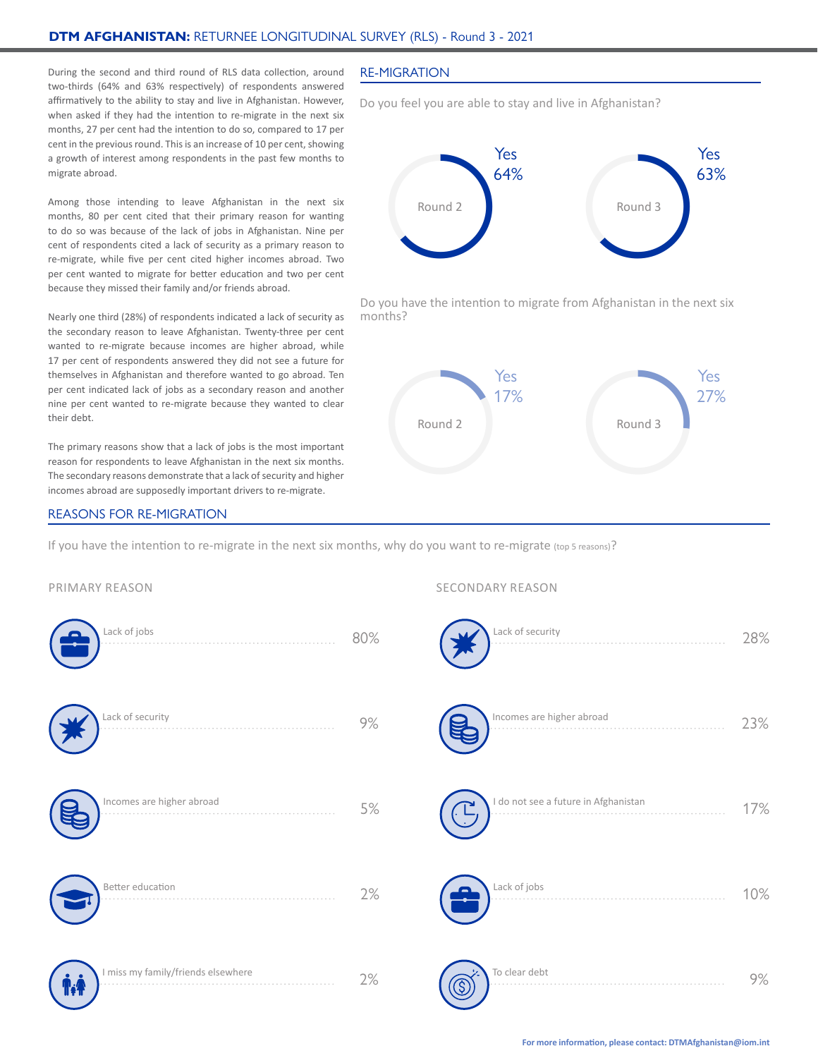During the second and third round of RLS data collection, around two-thirds (64% and 63% respectively) of respondents answered affirmatively to the ability to stay and live in Afghanistan. However, when asked if they had the intention to re-migrate in the next six months, 27 per cent had the intention to do so, compared to 17 per cent in the previous round. This is an increase of 10 per cent, showing a growth of interest among respondents in the past few months to migrate abroad.

Among those intending to leave Afghanistan in the next six months, 80 per cent cited that their primary reason for wanting to do so was because of the lack of jobs in Afghanistan. Nine per cent of respondents cited a lack of security as a primary reason to re-migrate, while five per cent cited higher incomes abroad. Two per cent wanted to migrate for better education and two per cent because they missed their family and/or friends abroad.

Nearly one third (28%) of respondents indicated a lack of security as the secondary reason to leave Afghanistan. Twenty-three per cent wanted to re-migrate because incomes are higher abroad, while 17 per cent of respondents answered they did not see a future for themselves in Afghanistan and therefore wanted to go abroad. Ten per cent indicated lack of jobs as a secondary reason and another nine per cent wanted to re-migrate because they wanted to clear their debt.

The primary reasons show that a lack of jobs is the most important reason for respondents to leave Afghanistan in the next six months. The secondary reasons demonstrate that a lack of security and higher incomes abroad are supposedly important drivers to re-migrate.

## RE-MIGRATION

Do you feel you are able to stay and live in Afghanistan?

Round 2
Yes
64%

Round 3
Yes
63%

Do you have the intention to migrate from Afghanistan in the next six months?

Round 2
Yes
17%

Round 3
Yes
27%

## REASONS FOR RE-MIGRATION

If you have the intention to re-migrate in the next six months, why do you want to re-migrate (top 5 reasons)?

PRIMARY REASON

Lack of jobs 80%
Lack of security 9%
Incomes are higher abroad 5%
Better education 2%
I miss my family/friends elsewhere 2%

SECONDARY REASON

Lack of security 28%
Incomes are higher abroad 23%
I do not see a future in Afghanistan 17%
Lack of jobs 10%
To clear debt 9%

For more information, please contact: DTMAfghanistan@iom.int